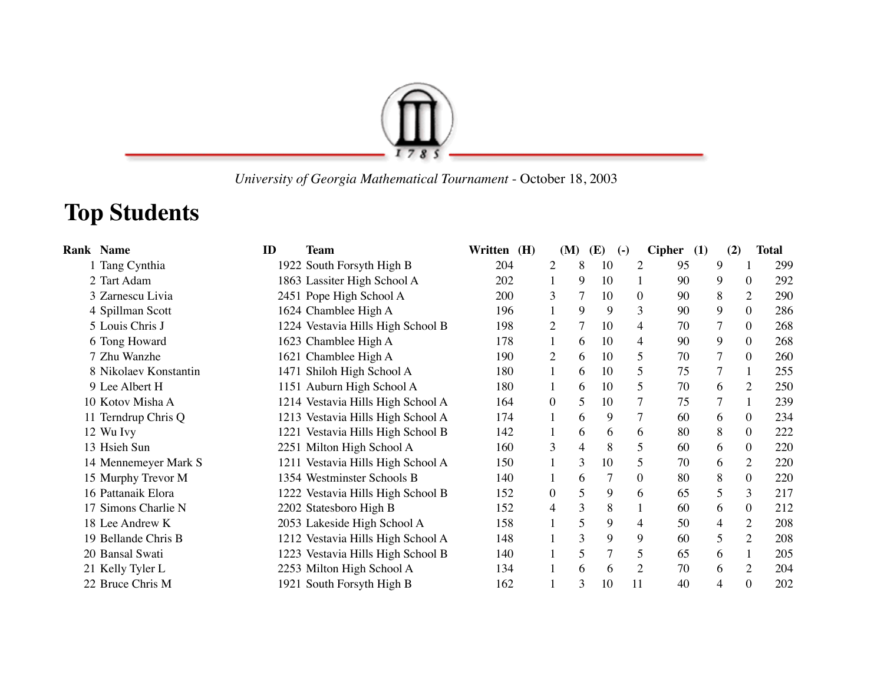*University of Georgia Mathematical Tournament* - October 18, 2003

# Top Students

| Rank | Name | ID | Team | Written | (H) | (M) | (E) | (-) | Cipher | (1) | (2) | Total |
|---|---|---|---|---|---|---|---|---|---|---|---|---|
| 1 | Tang Cynthia | 1922 | South Forsyth High B | 204 | 2 | 8 | 10 | 2 | 95 | 9 | 1 | 299 |
| 2 | Tart Adam | 1863 | Lassiter High School A | 202 | 1 | 9 | 10 | 1 | 90 | 9 | 0 | 292 |
| 3 | Zarnescu Livia | 2451 | Pope High School A | 200 | 3 | 7 | 10 | 0 | 90 | 8 | 2 | 290 |
| 4 | Spillman Scott | 1624 | Chamblee High A | 196 | 1 | 9 | 9 | 3 | 90 | 9 | 0 | 286 |
| 5 | Louis Chris J | 1224 | Vestavia Hills High School B | 198 | 2 | 7 | 10 | 4 | 70 | 7 | 0 | 268 |
| 6 | Tong Howard | 1623 | Chamblee High A | 178 | 1 | 6 | 10 | 4 | 90 | 9 | 0 | 268 |
| 7 | Zhu Wanzhe | 1621 | Chamblee High A | 190 | 2 | 6 | 10 | 5 | 70 | 7 | 0 | 260 |
| 8 | Nikolaev Konstantin | 1471 | Shiloh High School A | 180 | 1 | 6 | 10 | 5 | 75 | 7 | 1 | 255 |
| 9 | Lee Albert H | 1151 | Auburn High School A | 180 | 1 | 6 | 10 | 5 | 70 | 6 | 2 | 250 |
| 10 | Kotov Misha A | 1214 | Vestavia Hills High School A | 164 | 0 | 5 | 10 | 7 | 75 | 7 | 1 | 239 |
| 11 | Terndrup Chris Q | 1213 | Vestavia Hills High School A | 174 | 1 | 6 | 9 | 7 | 60 | 6 | 0 | 234 |
| 12 | Wu Ivy | 1221 | Vestavia Hills High School B | 142 | 1 | 6 | 6 | 6 | 80 | 8 | 0 | 222 |
| 13 | Hsieh Sun | 2251 | Milton High School A | 160 | 3 | 4 | 8 | 5 | 60 | 6 | 0 | 220 |
| 14 | Mennemeyer Mark S | 1211 | Vestavia Hills High School A | 150 | 1 | 3 | 10 | 5 | 70 | 6 | 2 | 220 |
| 15 | Murphy Trevor M | 1354 | Westminster Schools B | 140 | 1 | 6 | 7 | 0 | 80 | 8 | 0 | 220 |
| 16 | Pattanaik Elora | 1222 | Vestavia Hills High School B | 152 | 0 | 5 | 9 | 6 | 65 | 5 | 3 | 217 |
| 17 | Simons Charlie N | 2202 | Statesboro High B | 152 | 4 | 3 | 8 | 1 | 60 | 6 | 0 | 212 |
| 18 | Lee Andrew K | 2053 | Lakeside High School A | 158 | 1 | 5 | 9 | 4 | 50 | 4 | 2 | 208 |
| 19 | Bellande Chris B | 1212 | Vestavia Hills High School A | 148 | 1 | 3 | 9 | 9 | 60 | 5 | 2 | 208 |
| 20 | Bansal Swati | 1223 | Vestavia Hills High School B | 140 | 1 | 5 | 7 | 5 | 65 | 6 | 1 | 205 |
| 21 | Kelly Tyler L | 2253 | Milton High School A | 134 | 1 | 6 | 6 | 2 | 70 | 6 | 2 | 204 |
| 22 | Bruce Chris M | 1921 | South Forsyth High B | 162 | 1 | 3 | 10 | 11 | 40 | 4 | 0 | 202 |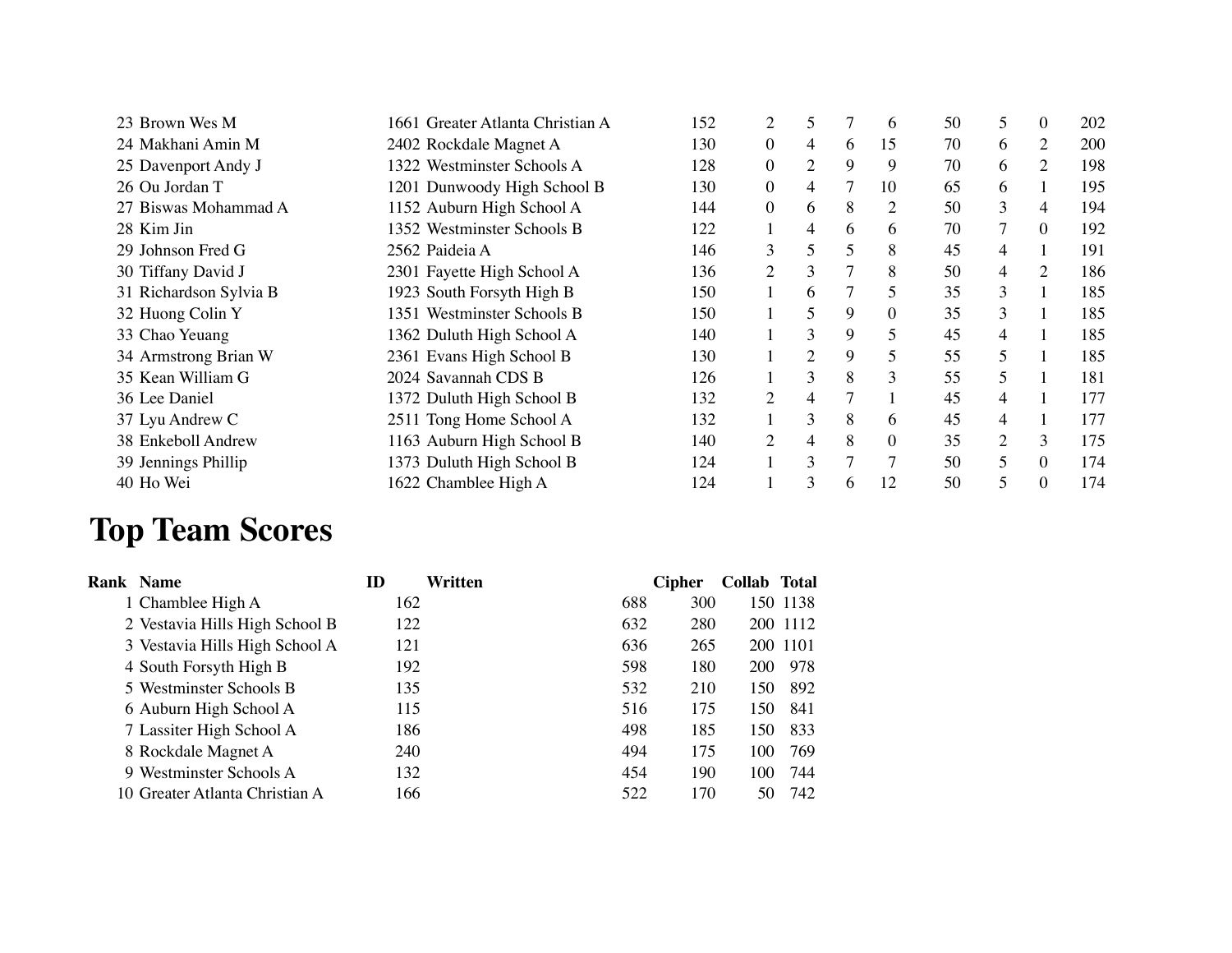| | | | | | | | | | | | | |
|---|---|---|---|---|---|---|---|---|---|---|---|---|
| 23 | Brown Wes M | 1661 | Greater Atlanta Christian A | 152 | 2 | 5 | 7 | 6 | 50 | 5 | 0 | 202 |
| 24 | Makhani Amin M | 2402 | Rockdale Magnet A | 130 | 0 | 4 | 6 | 15 | 70 | 6 | 2 | 200 |
| 25 | Davenport Andy J | 1322 | Westminster Schools A | 128 | 0 | 2 | 9 | 9 | 70 | 6 | 2 | 198 |
| 26 | Ou Jordan T | 1201 | Dunwoody High School B | 130 | 0 | 4 | 7 | 10 | 65 | 6 | 1 | 195 |
| 27 | Biswas Mohammad A | 1152 | Auburn High School A | 144 | 0 | 6 | 8 | 2 | 50 | 3 | 4 | 194 |
| 28 | Kim Jin | 1352 | Westminster Schools B | 122 | 1 | 4 | 6 | 6 | 70 | 7 | 0 | 192 |
| 29 | Johnson Fred G | 2562 | Paideia A | 146 | 3 | 5 | 5 | 8 | 45 | 4 | 1 | 191 |
| 30 | Tiffany David J | 2301 | Fayette High School A | 136 | 2 | 3 | 7 | 8 | 50 | 4 | 2 | 186 |
| 31 | Richardson Sylvia B | 1923 | South Forsyth High B | 150 | 1 | 6 | 7 | 5 | 35 | 3 | 1 | 185 |
| 32 | Huong Colin Y | 1351 | Westminster Schools B | 150 | 1 | 5 | 9 | 0 | 35 | 3 | 1 | 185 |
| 33 | Chao Yeuang | 1362 | Duluth High School A | 140 | 1 | 3 | 9 | 5 | 45 | 4 | 1 | 185 |
| 34 | Armstrong Brian W | 2361 | Evans High School B | 130 | 1 | 2 | 9 | 5 | 55 | 5 | 1 | 185 |
| 35 | Kean William G | 2024 | Savannah CDS B | 126 | 1 | 3 | 8 | 3 | 55 | 5 | 1 | 181 |
| 36 | Lee Daniel | 1372 | Duluth High School B | 132 | 2 | 4 | 7 | 1 | 45 | 4 | 1 | 177 |
| 37 | Lyu Andrew C | 2511 | Tong Home School A | 132 | 1 | 3 | 8 | 6 | 45 | 4 | 1 | 177 |
| 38 | Enkeboll Andrew | 1163 | Auburn High School B | 140 | 2 | 4 | 8 | 0 | 35 | 2 | 3 | 175 |
| 39 | Jennings Phillip | 1373 | Duluth High School B | 124 | 1 | 3 | 7 | 7 | 50 | 5 | 0 | 174 |
| 40 | Ho Wei | 1622 | Chamblee High A | 124 | 1 | 3 | 6 | 12 | 50 | 5 | 0 | 174 |

# Top Team Scores

| Rank | Name | ID | Written | Cipher | Collab | Total |
|---|---|---|---|---|---|---|
| 1 | Chamblee High A | 162 | 688 | 300 | 150 | 1138 |
| 2 | Vestavia Hills High School B | 122 | 632 | 280 | 200 | 1112 |
| 3 | Vestavia Hills High School A | 121 | 636 | 265 | 200 | 1101 |
| 4 | South Forsyth High B | 192 | 598 | 180 | 200 | 978 |
| 5 | Westminster Schools B | 135 | 532 | 210 | 150 | 892 |
| 6 | Auburn High School A | 115 | 516 | 175 | 150 | 841 |
| 7 | Lassiter High School A | 186 | 498 | 185 | 150 | 833 |
| 8 | Rockdale Magnet A | 240 | 494 | 175 | 100 | 769 |
| 9 | Westminster Schools A | 132 | 454 | 190 | 100 | 744 |
| 10 | Greater Atlanta Christian A | 166 | 522 | 170 | 50 | 742 |